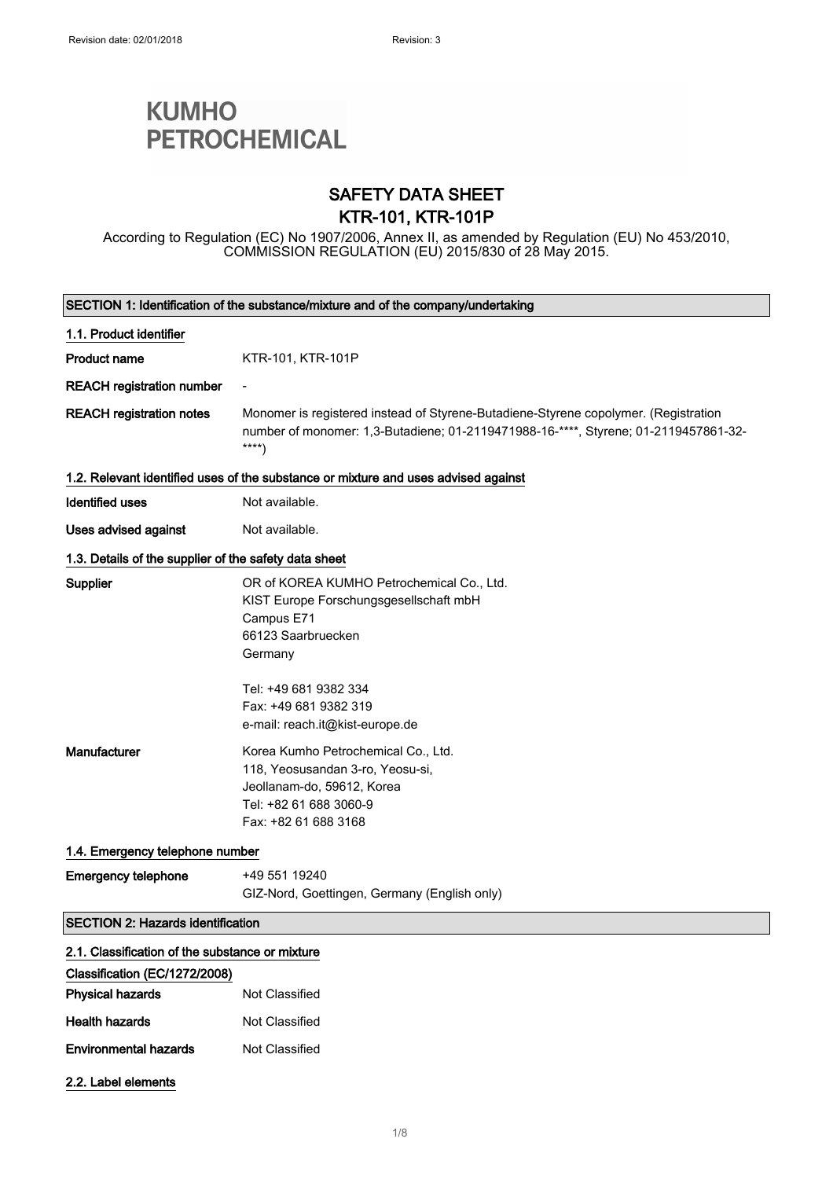Revision date: 02/01/2018 Revision: 3

**KUMHO PETROCHEMICAL**

# SAFETY DATA SHEET
# KTR-101, KTR-101P

According to Regulation (EC) No 1907/2006, Annex II, as amended by Regulation (EU) No 453/2010, COMMISSION REGULATION (EU) 2015/830 of 28 May 2015.

## SECTION 1: Identification of the substance/mixture and of the company/undertaking

### 1.1. Product identifier

**Product name** KTR-101, KTR-101P

**REACH registration number** -

**REACH registration notes** Monomer is registered instead of Styrene-Butadiene-Styrene copolymer. (Registration number of monomer: 1,3-Butadiene; 01-2119471988-16-****, Styrene; 01-2119457861-32-****)

### 1.2. Relevant identified uses of the substance or mixture and uses advised against

**Identified uses** Not available.

**Uses advised against** Not available.

### 1.3. Details of the supplier of the safety data sheet

**Supplier**
OR of KOREA KUMHO Petrochemical Co., Ltd.
KIST Europe Forschungsgesellschaft mbH
Campus E71
66123 Saarbruecken
Germany

Tel: +49 681 9382 334
Fax: +49 681 9382 319
e-mail: reach.it@kist-europe.de

**Manufacturer**
Korea Kumho Petrochemical Co., Ltd.
118, Yeosusandan 3-ro, Yeosu-si,
Jeollanam-do, 59612, Korea
Tel: +82 61 688 3060-9
Fax: +82 61 688 3168

### 1.4. Emergency telephone number

**Emergency telephone** +49 551 19240
GIZ-Nord, Goettingen, Germany (English only)

## SECTION 2: Hazards identification

### 2.1. Classification of the substance or mixture

**Classification (EC/1272/2008)**

**Physical hazards** Not Classified

**Health hazards** Not Classified

**Environmental hazards** Not Classified

### 2.2. Label elements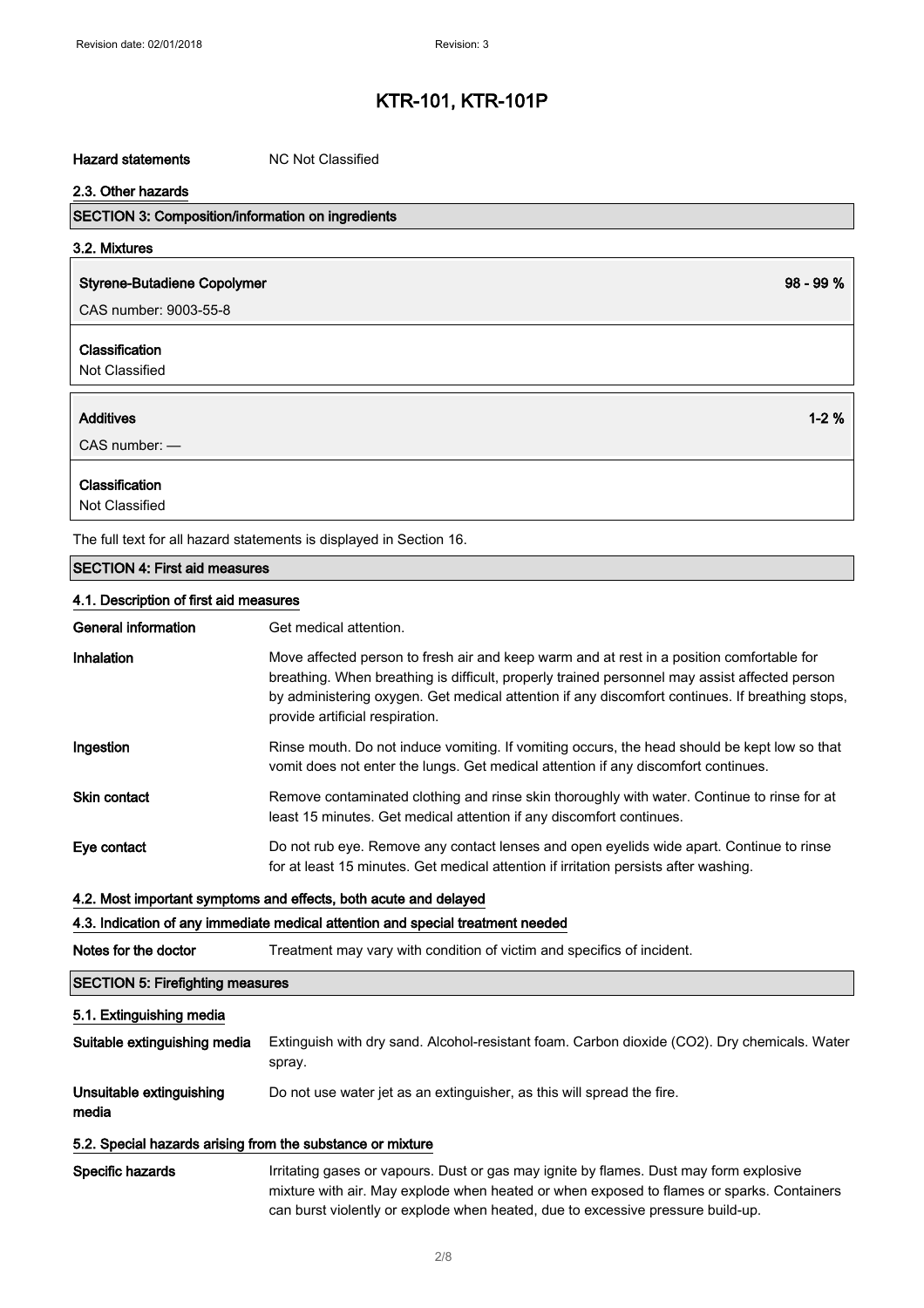| | |
|---|---|
| **Hazard statements** | NC Not Classified |

#### 2.3. Other hazards

## SECTION 3: Composition/information on ingredients

#### 3.2. Mixtures

**Styrene-Butadiene Copolymer** — 98 - 99 %

CAS number: 9003-55-8

**Classification**

Not Classified

**Additives** — 1-2 %

CAS number: —

**Classification**

Not Classified

The full text for all hazard statements is displayed in Section 16.

## SECTION 4: First aid measures

#### 4.1. Description of first aid measures

| | |
|---|---|
| **General information** | Get medical attention. |
| **Inhalation** | Move affected person to fresh air and keep warm and at rest in a position comfortable for breathing. When breathing is difficult, properly trained personnel may assist affected person by administering oxygen. Get medical attention if any discomfort continues. If breathing stops, provide artificial respiration. |
| **Ingestion** | Rinse mouth. Do not induce vomiting. If vomiting occurs, the head should be kept low so that vomit does not enter the lungs. Get medical attention if any discomfort continues. |
| **Skin contact** | Remove contaminated clothing and rinse skin thoroughly with water. Continue to rinse for at least 15 minutes. Get medical attention if any discomfort continues. |
| **Eye contact** | Do not rub eye. Remove any contact lenses and open eyelids wide apart. Continue to rinse for at least 15 minutes. Get medical attention if irritation persists after washing. |

#### 4.2. Most important symptoms and effects, both acute and delayed

#### 4.3. Indication of any immediate medical attention and special treatment needed

| | |
|---|---|
| **Notes for the doctor** | Treatment may vary with condition of victim and specifics of incident. |

## SECTION 5: Firefighting measures

#### 5.1. Extinguishing media

| | |
|---|---|
| **Suitable extinguishing media** | Extinguish with dry sand. Alcohol-resistant foam. Carbon dioxide ($CO_2$). Dry chemicals. Water spray. |
| **Unsuitable extinguishing media** | Do not use water jet as an extinguisher, as this will spread the fire. |

#### 5.2. Special hazards arising from the substance or mixture

| | |
|---|---|
| **Specific hazards** | Irritating gases or vapours. Dust or gas may ignite by flames. Dust may form explosive mixture with air. May explode when heated or when exposed to flames or sparks. Containers can burst violently or explode when heated, due to excessive pressure build-up. |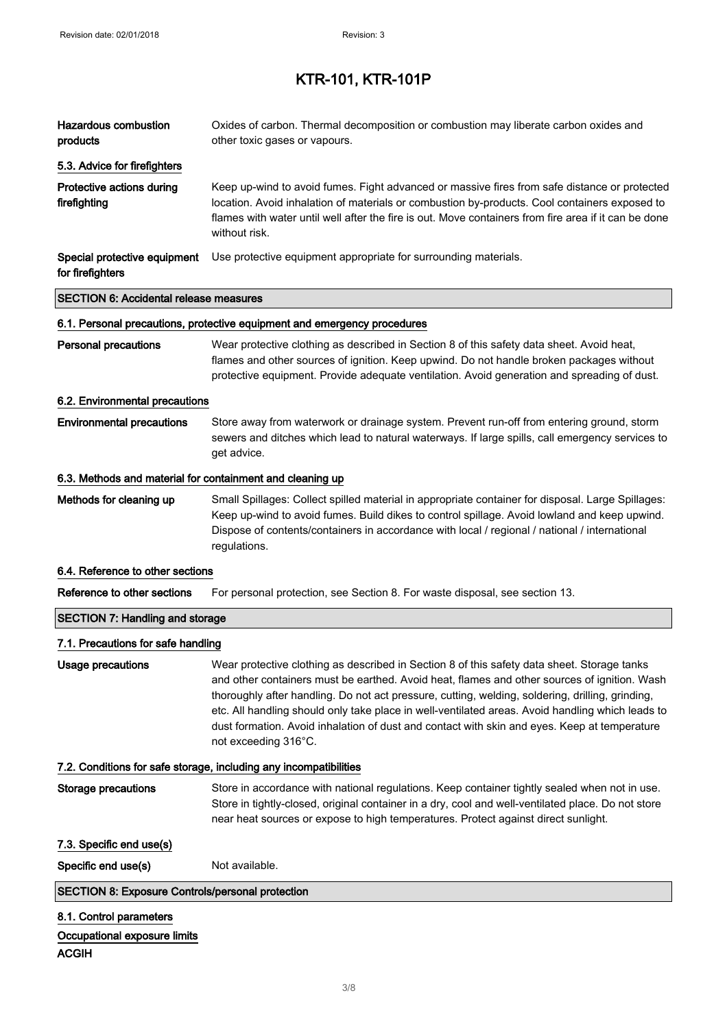**Hazardous combustion products** Oxides of carbon. Thermal decomposition or combustion may liberate carbon oxides and other toxic gases or vapours.

### 5.3. Advice for firefighters

**Protective actions during firefighting** Keep up-wind to avoid fumes. Fight advanced or massive fires from safe distance or protected location. Avoid inhalation of materials or combustion by-products. Cool containers exposed to flames with water until well after the fire is out. Move containers from fire area if it can be done without risk.

**Special protective equipment for firefighters** Use protective equipment appropriate for surrounding materials.

## SECTION 6: Accidental release measures

### 6.1. Personal precautions, protective equipment and emergency procedures

**Personal precautions** Wear protective clothing as described in Section 8 of this safety data sheet. Avoid heat, flames and other sources of ignition. Keep upwind. Do not handle broken packages without protective equipment. Provide adequate ventilation. Avoid generation and spreading of dust.

### 6.2. Environmental precautions

**Environmental precautions** Store away from waterwork or drainage system. Prevent run-off from entering ground, storm sewers and ditches which lead to natural waterways. If large spills, call emergency services to get advice.

### 6.3. Methods and material for containment and cleaning up

**Methods for cleaning up** Small Spillages: Collect spilled material in appropriate container for disposal. Large Spillages: Keep up-wind to avoid fumes. Build dikes to control spillage. Avoid lowland and keep upwind. Dispose of contents/containers in accordance with local / regional / national / international regulations.

### 6.4. Reference to other sections

**Reference to other sections** For personal protection, see Section 8. For waste disposal, see section 13.

## SECTION 7: Handling and storage

### 7.1. Precautions for safe handling

**Usage precautions** Wear protective clothing as described in Section 8 of this safety data sheet. Storage tanks and other containers must be earthed. Avoid heat, flames and other sources of ignition. Wash thoroughly after handling. Do not act pressure, cutting, welding, soldering, drilling, grinding, etc. All handling should only take place in well-ventilated areas. Avoid handling which leads to dust formation. Avoid inhalation of dust and contact with skin and eyes. Keep at temperature not exceeding 316°C.

### 7.2. Conditions for safe storage, including any incompatibilities

**Storage precautions** Store in accordance with national regulations. Keep container tightly sealed when not in use. Store in tightly-closed, original container in a dry, cool and well-ventilated place. Do not store near heat sources or expose to high temperatures. Protect against direct sunlight.

### 7.3. Specific end use(s)

**Specific end use(s)** Not available.

## SECTION 8: Exposure Controls/personal protection

### 8.1. Control parameters

**Occupational exposure limits**

**ACGIH**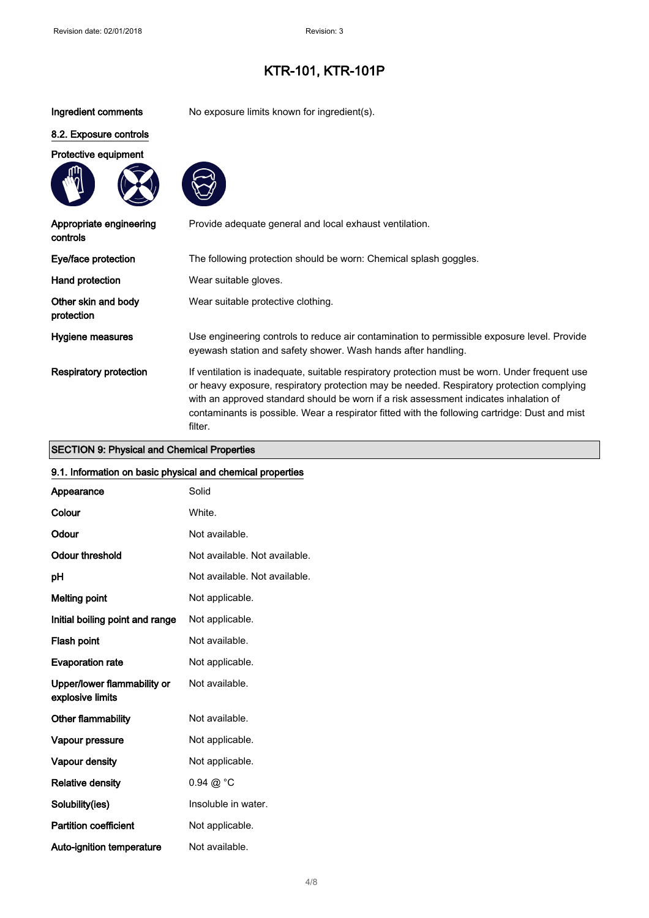# KTR-101, KTR-101P

| | |
|---|---|
| **Ingredient comments** | No exposure limits known for ingredient(s). |

### 8.2. Exposure controls

**Protective equipment**

| | |
|---|---|
| **Appropriate engineering controls** | Provide adequate general and local exhaust ventilation. |
| **Eye/face protection** | The following protection should be worn: Chemical splash goggles. |
| **Hand protection** | Wear suitable gloves. |
| **Other skin and body protection** | Wear suitable protective clothing. |
| **Hygiene measures** | Use engineering controls to reduce air contamination to permissible exposure level. Provide eyewash station and safety shower. Wash hands after handling. |
| **Respiratory protection** | If ventilation is inadequate, suitable respiratory protection must be worn. Under frequent use or heavy exposure, respiratory protection may be needed. Respiratory protection complying with an approved standard should be worn if a risk assessment indicates inhalation of contaminants is possible. Wear a respirator fitted with the following cartridge: Dust and mist filter. |

## SECTION 9: Physical and Chemical Properties

### 9.1. Information on basic physical and chemical properties

| | |
|---|---|
| **Appearance** | Solid |
| **Colour** | White. |
| **Odour** | Not available. |
| **Odour threshold** | Not available. Not available. |
| **pH** | Not available. Not available. |
| **Melting point** | Not applicable. |
| **Initial boiling point and range** | Not applicable. |
| **Flash point** | Not available. |
| **Evaporation rate** | Not applicable. |
| **Upper/lower flammability or explosive limits** | Not available. |
| **Other flammability** | Not available. |
| **Vapour pressure** | Not applicable. |
| **Vapour density** | Not applicable. |
| **Relative density** | 0.94 @ °C |
| **Solubility(ies)** | Insoluble in water. |
| **Partition coefficient** | Not applicable. |
| **Auto-ignition temperature** | Not available. |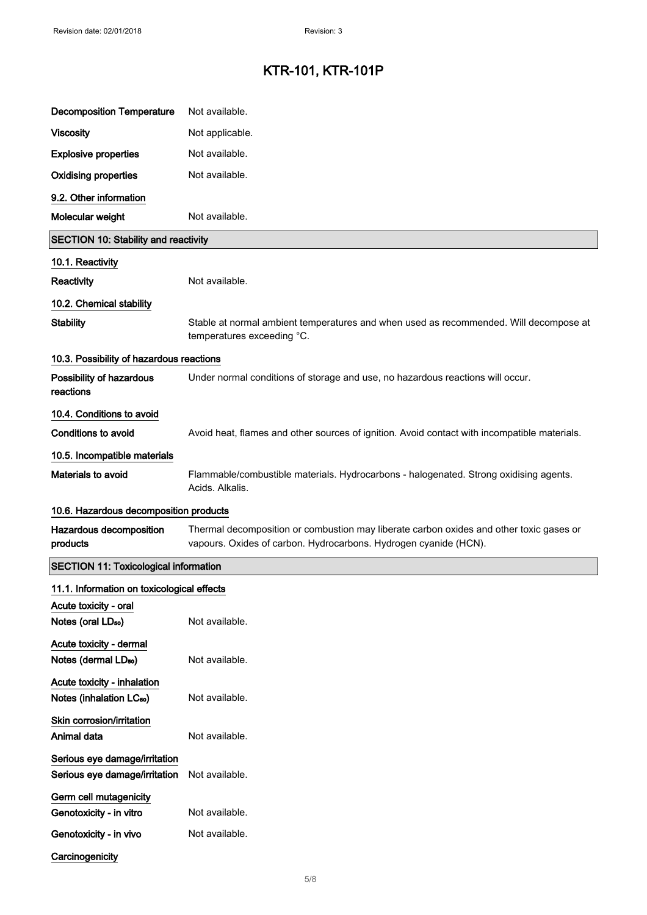| | |
|---|---|
| **Decomposition Temperature** | Not available. |
| **Viscosity** | Not applicable. |
| **Explosive properties** | Not available. |
| **Oxidising properties** | Not available. |

### 9.2. Other information

| | |
|---|---|
| **Molecular weight** | Not available. |

## SECTION 10: Stability and reactivity

### 10.1. Reactivity

| | |
|---|---|
| **Reactivity** | Not available. |

### 10.2. Chemical stability

| | |
|---|---|
| **Stability** | Stable at normal ambient temperatures and when used as recommended. Will decompose at temperatures exceeding °C. |

### 10.3. Possibility of hazardous reactions

| | |
|---|---|
| **Possibility of hazardous reactions** | Under normal conditions of storage and use, no hazardous reactions will occur. |

### 10.4. Conditions to avoid

| | |
|---|---|
| **Conditions to avoid** | Avoid heat, flames and other sources of ignition. Avoid contact with incompatible materials. |

### 10.5. Incompatible materials

| | |
|---|---|
| **Materials to avoid** | Flammable/combustible materials. Hydrocarbons - halogenated. Strong oxidising agents. Acids. Alkalis. |

### 10.6. Hazardous decomposition products

| | |
|---|---|
| **Hazardous decomposition products** | Thermal decomposition or combustion may liberate carbon oxides and other toxic gases or vapours. Oxides of carbon. Hydrocarbons. Hydrogen cyanide (HCN). |

## SECTION 11: Toxicological information

### 11.1. Information on toxicological effects

**Acute toxicity - oral**

| | |
|---|---|
| **Notes (oral $LD_{50}$)** | Not available. |

**Acute toxicity - dermal**

| | |
|---|---|
| **Notes (dermal $LD_{50}$)** | Not available. |

**Acute toxicity - inhalation**

| | |
|---|---|
| **Notes (inhalation $LC_{50}$)** | Not available. |

**Skin corrosion/irritation**

| | |
|---|---|
| **Animal data** | Not available. |

**Serious eye damage/irritation**

| | |
|---|---|
| **Serious eye damage/irritation** | Not available. |

**Germ cell mutagenicity**

| | |
|---|---|
| **Genotoxicity - in vitro** | Not available. |
| **Genotoxicity - in vivo** | Not available. |

**Carcinogenicity**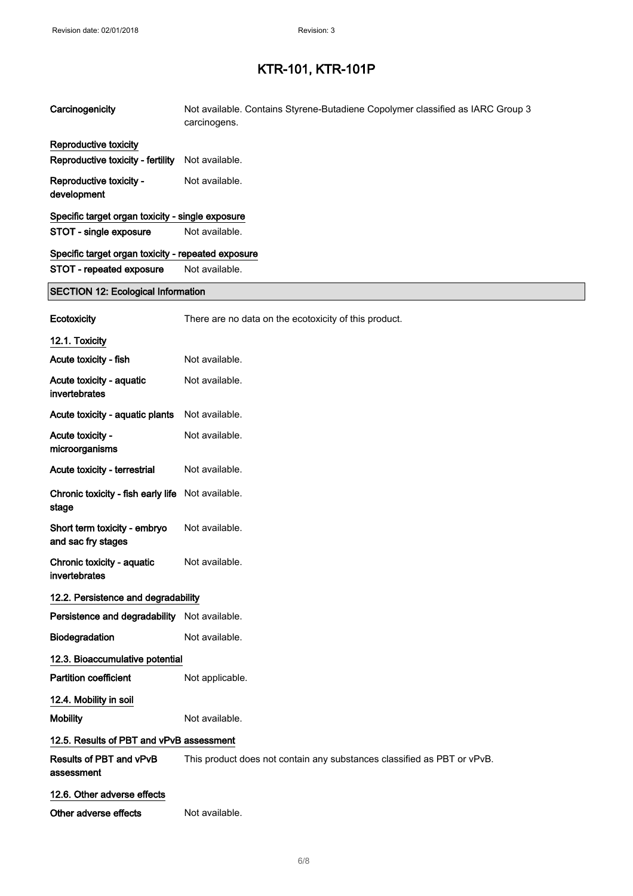# KTR-101, KTR-101P

| | |
|---|---|
| **Carcinogenicity** | Not available. Contains Styrene-Butadiene Copolymer classified as IARC Group 3 carcinogens. |

**Reproductive toxicity**

| | |
|---|---|
| **Reproductive toxicity - fertility** | Not available. |
| **Reproductive toxicity - development** | Not available. |

**Specific target organ toxicity - single exposure**

| | |
|---|---|
| **STOT - single exposure** | Not available. |

**Specific target organ toxicity - repeated exposure**

| | |
|---|---|
| **STOT - repeated exposure** | Not available. |

## SECTION 12: Ecological Information

| | |
|---|---|
| **Ecotoxicity** | There are no data on the ecotoxicity of this product. |

### 12.1. Toxicity

| | |
|---|---|
| **Acute toxicity - fish** | Not available. |
| **Acute toxicity - aquatic invertebrates** | Not available. |
| **Acute toxicity - aquatic plants** | Not available. |
| **Acute toxicity - microorganisms** | Not available. |
| **Acute toxicity - terrestrial** | Not available. |
| **Chronic toxicity - fish early life stage** | Not available. |
| **Short term toxicity - embryo and sac fry stages** | Not available. |
| **Chronic toxicity - aquatic invertebrates** | Not available. |

### 12.2. Persistence and degradability

| | |
|---|---|
| **Persistence and degradability** | Not available. |
| **Biodegradation** | Not available. |

### 12.3. Bioaccumulative potential

| | |
|---|---|
| **Partition coefficient** | Not applicable. |

### 12.4. Mobility in soil

| | |
|---|---|
| **Mobility** | Not available. |

### 12.5. Results of PBT and vPvB assessment

| | |
|---|---|
| **Results of PBT and vPvB assessment** | This product does not contain any substances classified as PBT or vPvB. |

### 12.6. Other adverse effects

| | |
|---|---|
| **Other adverse effects** | Not available. |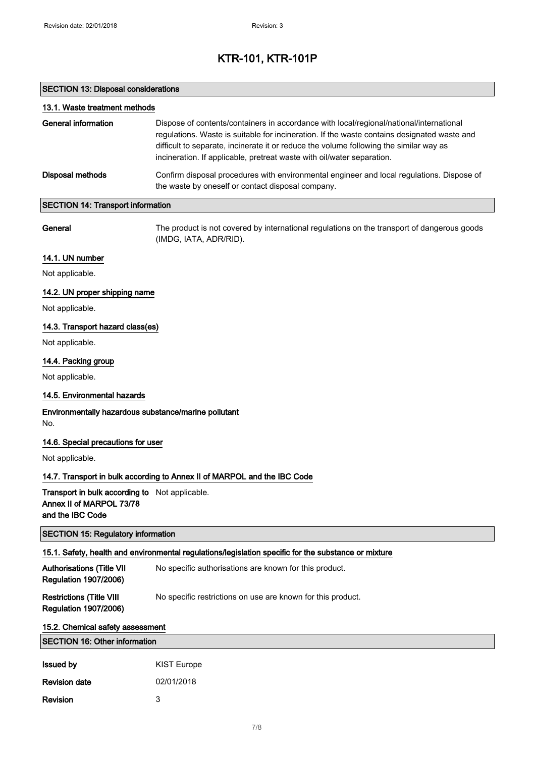# KTR-101, KTR-101P

## SECTION 13: Disposal considerations

### 13.1. Waste treatment methods

**General information** Dispose of contents/containers in accordance with local/regional/national/international regulations. Waste is suitable for incineration. If the waste contains designated waste and difficult to separate, incinerate it or reduce the volume following the similar way as incineration. If applicable, pretreat waste with oil/water separation.

**Disposal methods** Confirm disposal procedures with environmental engineer and local regulations. Dispose of the waste by oneself or contact disposal company.

## SECTION 14: Transport information

**General** The product is not covered by international regulations on the transport of dangerous goods (IMDG, IATA, ADR/RID).

### 14.1. UN number

Not applicable.

### 14.2. UN proper shipping name

Not applicable.

### 14.3. Transport hazard class(es)

Not applicable.

### 14.4. Packing group

Not applicable.

### 14.5. Environmental hazards

**Environmentally hazardous substance/marine pollutant**

No.

### 14.6. Special precautions for user

Not applicable.

### 14.7. Transport in bulk according to Annex II of MARPOL and the IBC Code

**Transport in bulk according to Annex II of MARPOL 73/78 and the IBC Code** Not applicable.

## SECTION 15: Regulatory information

### 15.1. Safety, health and environmental regulations/legislation specific for the substance or mixture

**Authorisations (Title VII Regulation 1907/2006)** No specific authorisations are known for this product.

**Restrictions (Title VIII Regulation 1907/2006)** No specific restrictions on use are known for this product.

### 15.2. Chemical safety assessment

## SECTION 16: Other information

| | |
|---|---|
| **Issued by** | KIST Europe |
| **Revision date** | 02/01/2018 |
| **Revision** | 3 |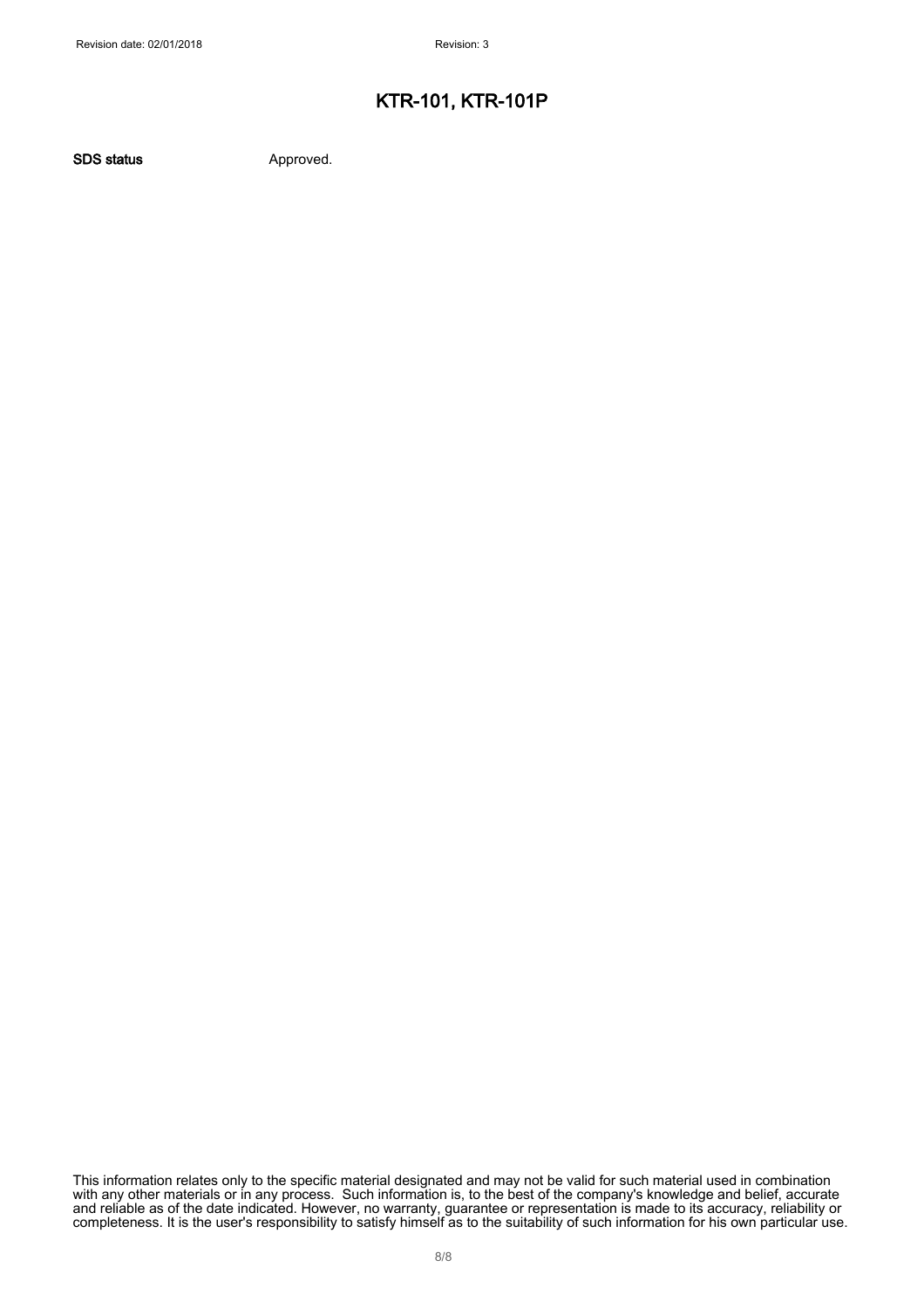**SDS status** Approved.

This information relates only to the specific material designated and may not be valid for such material used in combination with any other materials or in any process. Such information is, to the best of the company's knowledge and belief, accurate and reliable as of the date indicated. However, no warranty, guarantee or representation is made to its accuracy, reliability or completeness. It is the user's responsibility to satisfy himself as to the suitability of such information for his own particular use.